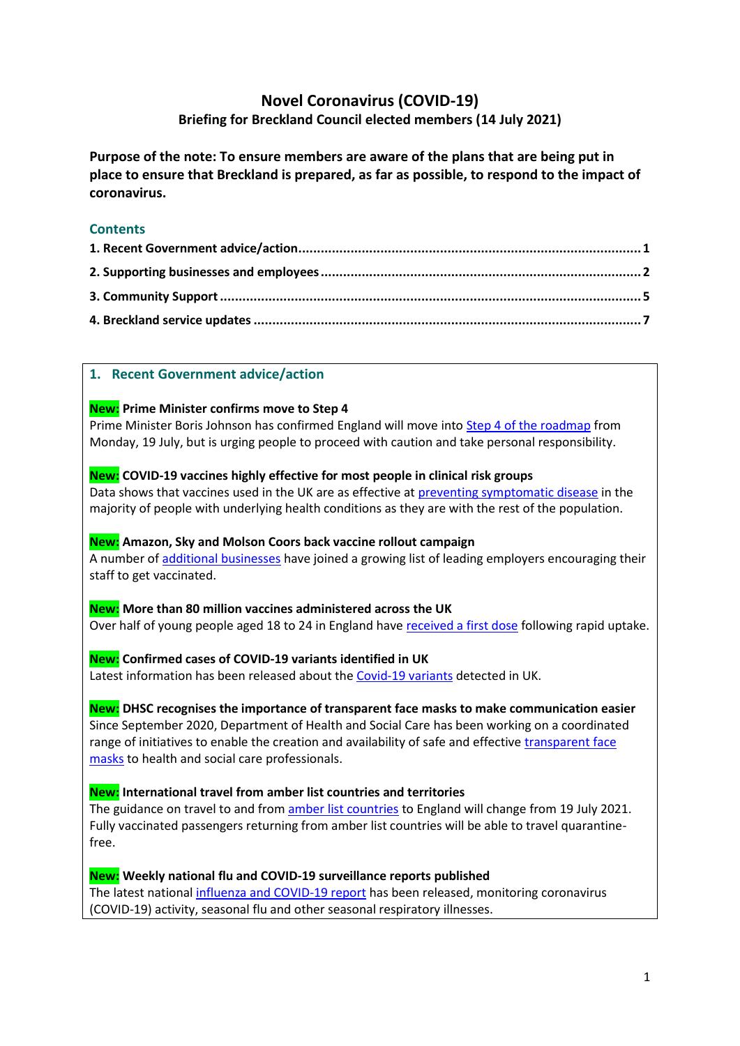# Novel Coronavirus (COVID-19)

**Briefing for Breckland Council elected members (14 July 2021)**

**Purpose of the note: To ensure members are aware of the plans that are being put in place to ensure that Breckland is prepared, as far as possible, to respond to the impact of coronavirus.**

## Contents

1. Recent Government advice/action ........ 1
2. Supporting businesses and employees ........ 2
3. Community Support ........ 5
4. Breckland service updates ........ 7

## 1. Recent Government advice/action

**New: Prime Minister confirms move to Step 4**

Prime Minister Boris Johnson has confirmed England will move into Step 4 of the roadmap from Monday, 19 July, but is urging people to proceed with caution and take personal responsibility.

**New: COVID-19 vaccines highly effective for most people in clinical risk groups**

Data shows that vaccines used in the UK are as effective at preventing symptomatic disease in the majority of people with underlying health conditions as they are with the rest of the population.

**New: Amazon, Sky and Molson Coors back vaccine rollout campaign**

A number of additional businesses have joined a growing list of leading employers encouraging their staff to get vaccinated.

**New: More than 80 million vaccines administered across the UK**

Over half of young people aged 18 to 24 in England have received a first dose following rapid uptake.

**New: Confirmed cases of COVID-19 variants identified in UK**

Latest information has been released about the Covid-19 variants detected in UK.

**New: DHSC recognises the importance of transparent face masks to make communication easier**

Since September 2020, Department of Health and Social Care has been working on a coordinated range of initiatives to enable the creation and availability of safe and effective transparent face masks to health and social care professionals.

**New: International travel from amber list countries and territories**

The guidance on travel to and from amber list countries to England will change from 19 July 2021. Fully vaccinated passengers returning from amber list countries will be able to travel quarantine-free.

**New: Weekly national flu and COVID-19 surveillance reports published**

The latest national influenza and COVID-19 report has been released, monitoring coronavirus (COVID-19) activity, seasonal flu and other seasonal respiratory illnesses.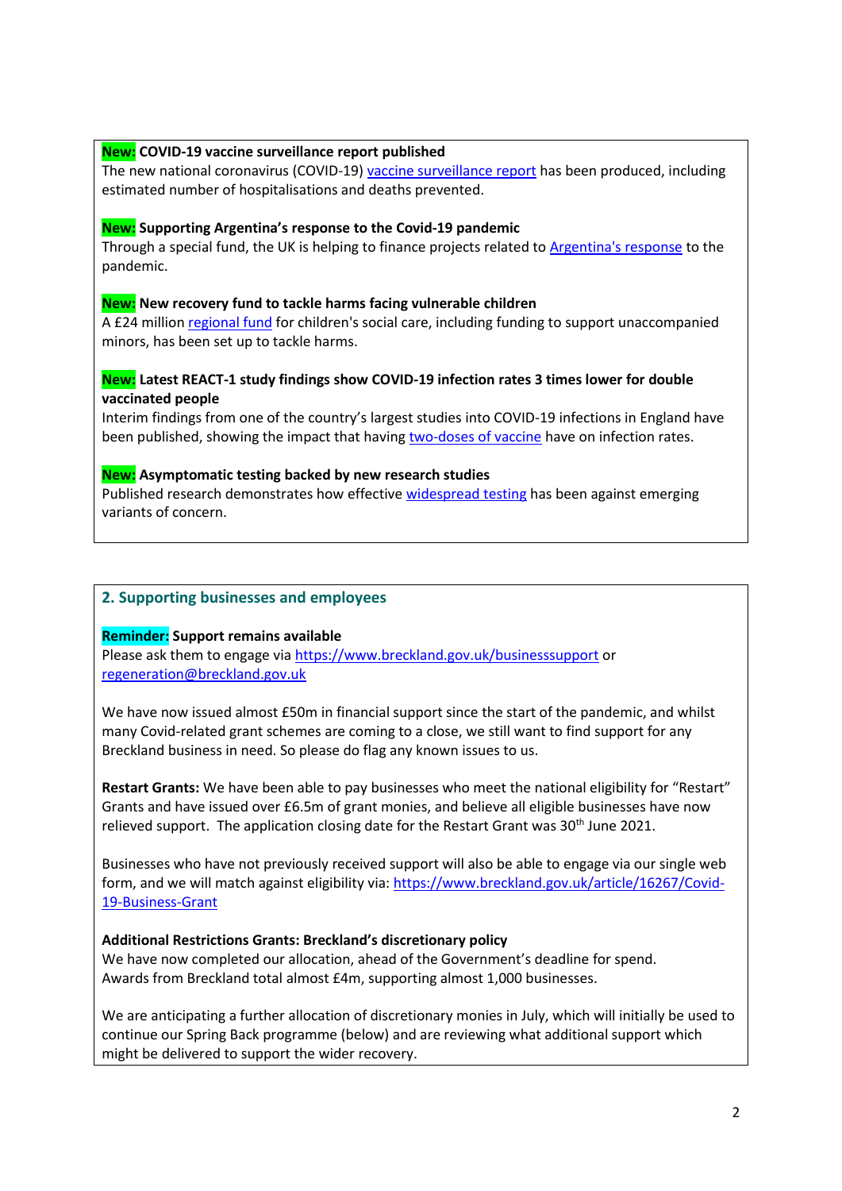**New: COVID-19 vaccine surveillance report published**
The new national coronavirus (COVID-19) vaccine surveillance report has been produced, including estimated number of hospitalisations and deaths prevented.

**New: Supporting Argentina's response to the Covid-19 pandemic**
Through a special fund, the UK is helping to finance projects related to Argentina's response to the pandemic.

**New: New recovery fund to tackle harms facing vulnerable children**
A £24 million regional fund for children's social care, including funding to support unaccompanied minors, has been set up to tackle harms.

**New: Latest REACT-1 study findings show COVID-19 infection rates 3 times lower for double vaccinated people**
Interim findings from one of the country's largest studies into COVID-19 infections in England have been published, showing the impact that having two-doses of vaccine have on infection rates.

**New: Asymptomatic testing backed by new research studies**
Published research demonstrates how effective widespread testing has been against emerging variants of concern.

## 2. Supporting businesses and employees

**Reminder: Support remains available**
Please ask them to engage via https://www.breckland.gov.uk/businesssupport or regeneration@breckland.gov.uk

We have now issued almost £50m in financial support since the start of the pandemic, and whilst many Covid-related grant schemes are coming to a close, we still want to find support for any Breckland business in need. So please do flag any known issues to us.

**Restart Grants:** We have been able to pay businesses who meet the national eligibility for "Restart" Grants and have issued over £6.5m of grant monies, and believe all eligible businesses have now relieved support. The application closing date for the Restart Grant was 30th June 2021.

Businesses who have not previously received support will also be able to engage via our single web form, and we will match against eligibility via: https://www.breckland.gov.uk/article/16267/Covid-19-Business-Grant

**Additional Restrictions Grants: Breckland's discretionary policy**
We have now completed our allocation, ahead of the Government's deadline for spend. Awards from Breckland total almost £4m, supporting almost 1,000 businesses.

We are anticipating a further allocation of discretionary monies in July, which will initially be used to continue our Spring Back programme (below) and are reviewing what additional support which might be delivered to support the wider recovery.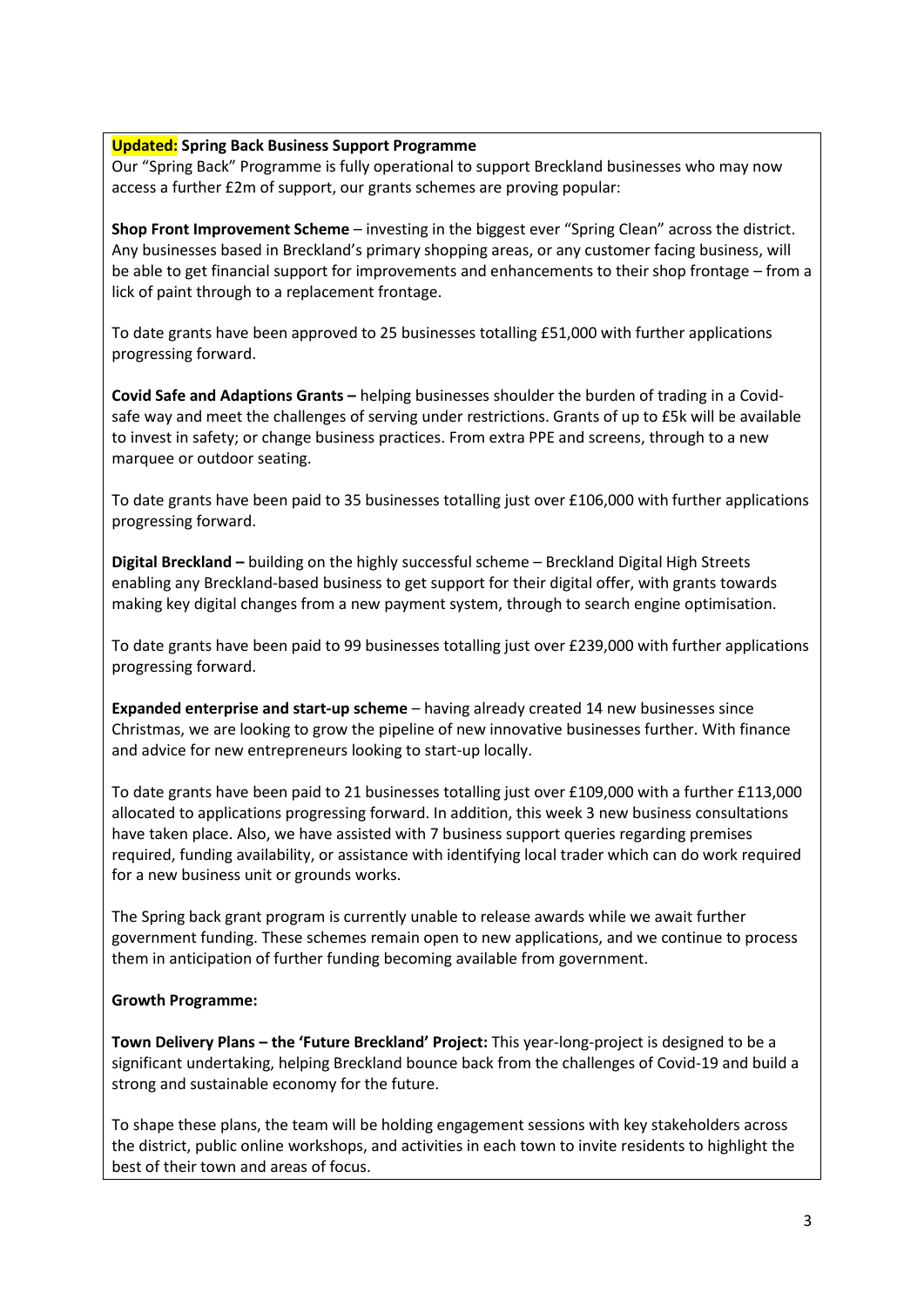**Updated: Spring Back Business Support Programme**

Our "Spring Back" Programme is fully operational to support Breckland businesses who may now access a further £2m of support, our grants schemes are proving popular:

**Shop Front Improvement Scheme** – investing in the biggest ever "Spring Clean" across the district. Any businesses based in Breckland's primary shopping areas, or any customer facing business, will be able to get financial support for improvements and enhancements to their shop frontage – from a lick of paint through to a replacement frontage.

To date grants have been approved to 25 businesses totalling £51,000 with further applications progressing forward.

**Covid Safe and Adaptions Grants –** helping businesses shoulder the burden of trading in a Covid-safe way and meet the challenges of serving under restrictions. Grants of up to £5k will be available to invest in safety; or change business practices. From extra PPE and screens, through to a new marquee or outdoor seating.

To date grants have been paid to 35 businesses totalling just over £106,000 with further applications progressing forward.

**Digital Breckland –** building on the highly successful scheme – Breckland Digital High Streets enabling any Breckland-based business to get support for their digital offer, with grants towards making key digital changes from a new payment system, through to search engine optimisation.

To date grants have been paid to 99 businesses totalling just over £239,000 with further applications progressing forward.

**Expanded enterprise and start-up scheme** – having already created 14 new businesses since Christmas, we are looking to grow the pipeline of new innovative businesses further. With finance and advice for new entrepreneurs looking to start-up locally.

To date grants have been paid to 21 businesses totalling just over £109,000 with a further £113,000 allocated to applications progressing forward. In addition, this week 3 new business consultations have taken place. Also, we have assisted with 7 business support queries regarding premises required, funding availability, or assistance with identifying local trader which can do work required for a new business unit or grounds works.

The Spring back grant program is currently unable to release awards while we await further government funding. These schemes remain open to new applications, and we continue to process them in anticipation of further funding becoming available from government.

**Growth Programme:**

**Town Delivery Plans – the 'Future Breckland' Project:** This year-long-project is designed to be a significant undertaking, helping Breckland bounce back from the challenges of Covid-19 and build a strong and sustainable economy for the future.

To shape these plans, the team will be holding engagement sessions with key stakeholders across the district, public online workshops, and activities in each town to invite residents to highlight the best of their town and areas of focus.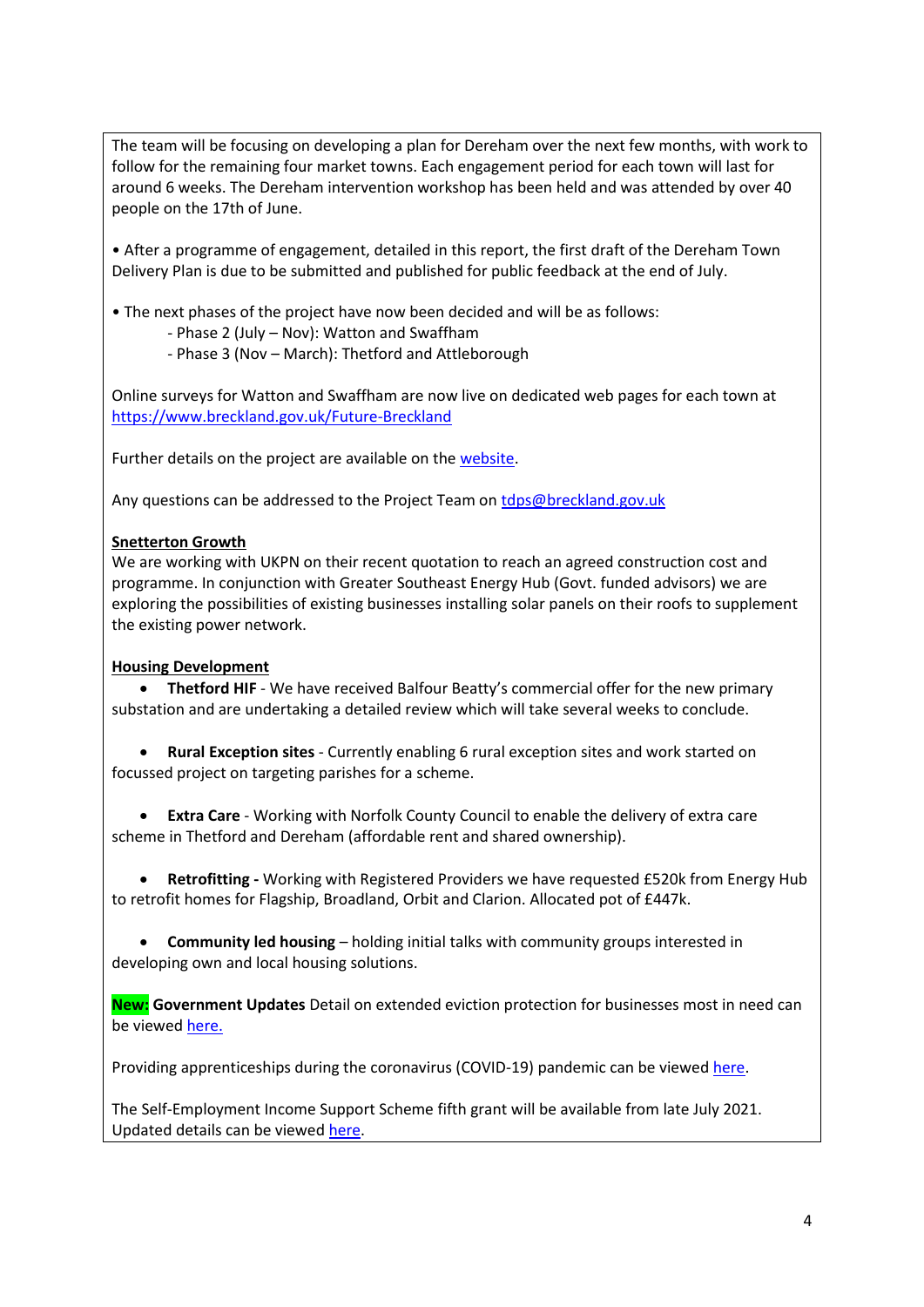The team will be focusing on developing a plan for Dereham over the next few months, with work to follow for the remaining four market towns. Each engagement period for each town will last for around 6 weeks. The Dereham intervention workshop has been held and was attended by over 40 people on the 17th of June.

• After a programme of engagement, detailed in this report, the first draft of the Dereham Town Delivery Plan is due to be submitted and published for public feedback at the end of July.

• The next phases of the project have now been decided and will be as follows:

- Phase 2 (July – Nov): Watton and Swaffham
- Phase 3 (Nov – March): Thetford and Attleborough

Online surveys for Watton and Swaffham are now live on dedicated web pages for each town at https://www.breckland.gov.uk/Future-Breckland

Further details on the project are available on the website.

Any questions can be addressed to the Project Team on tdps@breckland.gov.uk

**Snetterton Growth**

We are working with UKPN on their recent quotation to reach an agreed construction cost and programme. In conjunction with Greater Southeast Energy Hub (Govt. funded advisors) we are exploring the possibilities of existing businesses installing solar panels on their roofs to supplement the existing power network.

**Housing Development**

- **Thetford HIF** - We have received Balfour Beatty's commercial offer for the new primary substation and are undertaking a detailed review which will take several weeks to conclude.

- **Rural Exception sites** - Currently enabling 6 rural exception sites and work started on focussed project on targeting parishes for a scheme.

- **Extra Care** - Working with Norfolk County Council to enable the delivery of extra care scheme in Thetford and Dereham (affordable rent and shared ownership).

- **Retrofitting -** Working with Registered Providers we have requested £520k from Energy Hub to retrofit homes for Flagship, Broadland, Orbit and Clarion. Allocated pot of £447k.

- **Community led housing** – holding initial talks with community groups interested in developing own and local housing solutions.

**New: Government Updates** Detail on extended eviction protection for businesses most in need can be viewed here.

Providing apprenticeships during the coronavirus (COVID-19) pandemic can be viewed here.

The Self-Employment Income Support Scheme fifth grant will be available from late July 2021. Updated details can be viewed here.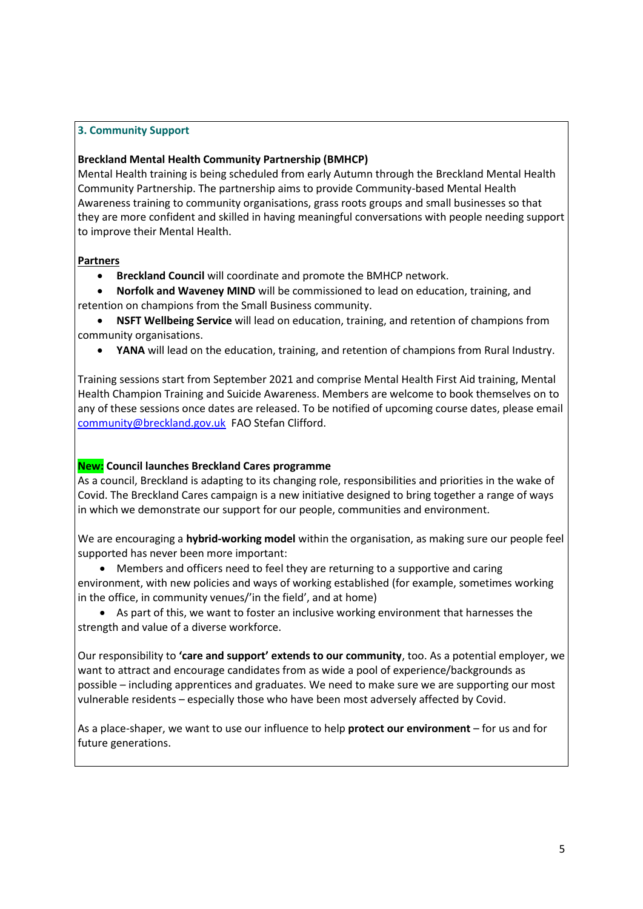## 3. Community Support

**Breckland Mental Health Community Partnership (BMHCP)**

Mental Health training is being scheduled from early Autumn through the Breckland Mental Health Community Partnership. The partnership aims to provide Community-based Mental Health Awareness training to community organisations, grass roots groups and small businesses so that they are more confident and skilled in having meaningful conversations with people needing support to improve their Mental Health.

**Partners**

- **Breckland Council** will coordinate and promote the BMHCP network.
- **Norfolk and Waveney MIND** will be commissioned to lead on education, training, and retention on champions from the Small Business community.
- **NSFT Wellbeing Service** will lead on education, training, and retention of champions from community organisations.
- **YANA** will lead on the education, training, and retention of champions from Rural Industry.

Training sessions start from September 2021 and comprise Mental Health First Aid training, Mental Health Champion Training and Suicide Awareness. Members are welcome to book themselves on to any of these sessions once dates are released. To be notified of upcoming course dates, please email community@breckland.gov.uk FAO Stefan Clifford.

**New: Council launches Breckland Cares programme**

As a council, Breckland is adapting to its changing role, responsibilities and priorities in the wake of Covid. The Breckland Cares campaign is a new initiative designed to bring together a range of ways in which we demonstrate our support for our people, communities and environment.

We are encouraging a **hybrid-working model** within the organisation, as making sure our people feel supported has never been more important:

- Members and officers need to feel they are returning to a supportive and caring environment, with new policies and ways of working established (for example, sometimes working in the office, in community venues/'in the field', and at home)
- As part of this, we want to foster an inclusive working environment that harnesses the strength and value of a diverse workforce.

Our responsibility to **'care and support' extends to our community**, too. As a potential employer, we want to attract and encourage candidates from as wide a pool of experience/backgrounds as possible – including apprentices and graduates. We need to make sure we are supporting our most vulnerable residents – especially those who have been most adversely affected by Covid.

As a place-shaper, we want to use our influence to help **protect our environment** – for us and for future generations.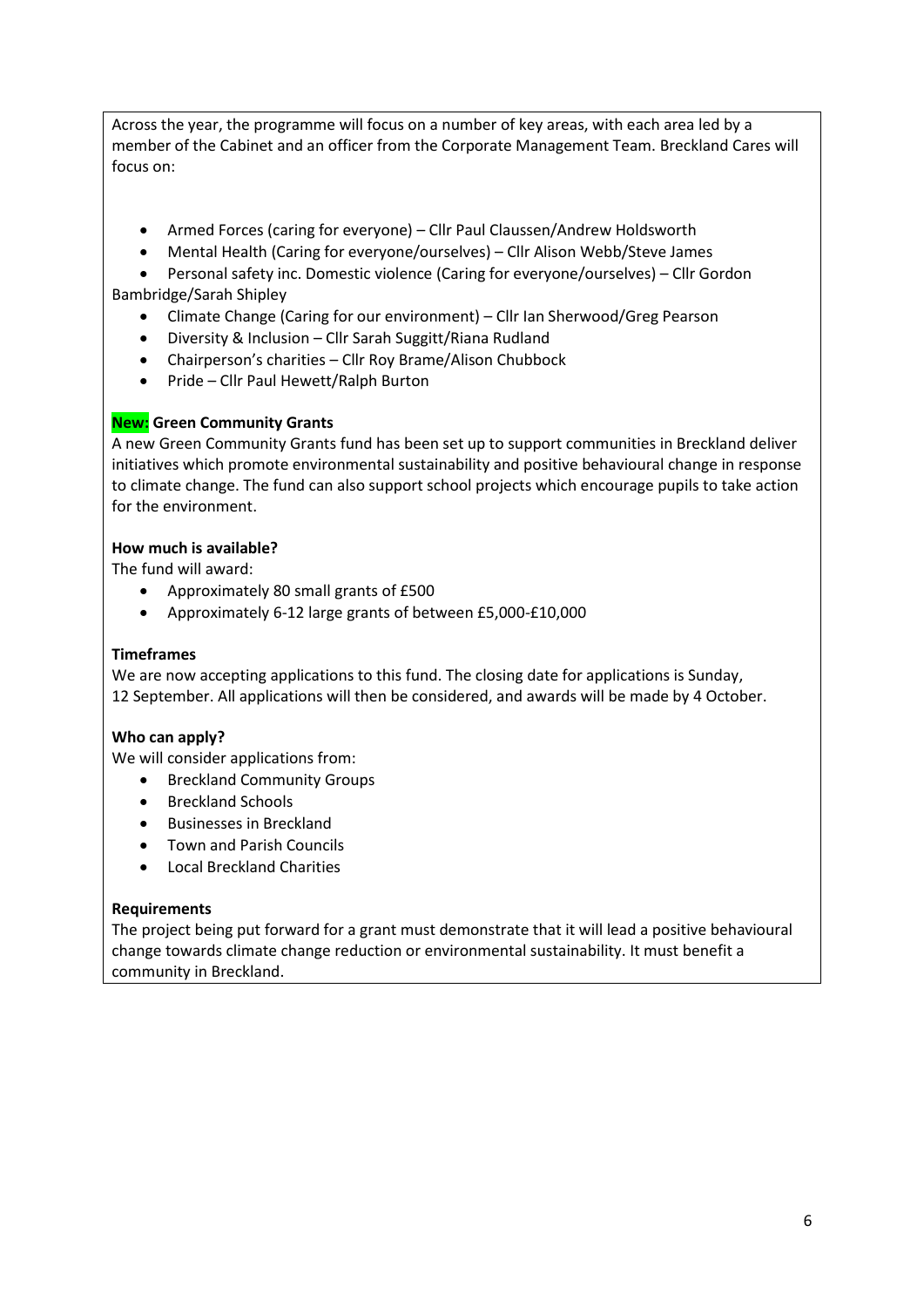Across the year, the programme will focus on a number of key areas, with each area led by a member of the Cabinet and an officer from the Corporate Management Team. Breckland Cares will focus on:

- Armed Forces (caring for everyone) – Cllr Paul Claussen/Andrew Holdsworth
- Mental Health (Caring for everyone/ourselves) – Cllr Alison Webb/Steve James
- Personal safety inc. Domestic violence (Caring for everyone/ourselves) – Cllr Gordon Bambridge/Sarah Shipley
- Climate Change (Caring for our environment) – Cllr Ian Sherwood/Greg Pearson
- Diversity & Inclusion – Cllr Sarah Suggitt/Riana Rudland
- Chairperson's charities – Cllr Roy Brame/Alison Chubbock
- Pride – Cllr Paul Hewett/Ralph Burton

**New: Green Community Grants**

A new Green Community Grants fund has been set up to support communities in Breckland deliver initiatives which promote environmental sustainability and positive behavioural change in response to climate change. The fund can also support school projects which encourage pupils to take action for the environment.

**How much is available?**

The fund will award:

- Approximately 80 small grants of £500
- Approximately 6-12 large grants of between £5,000-£10,000

**Timeframes**

We are now accepting applications to this fund. The closing date for applications is Sunday, 12 September. All applications will then be considered, and awards will be made by 4 October.

**Who can apply?**

We will consider applications from:

- Breckland Community Groups
- Breckland Schools
- Businesses in Breckland
- Town and Parish Councils
- Local Breckland Charities

**Requirements**

The project being put forward for a grant must demonstrate that it will lead a positive behavioural change towards climate change reduction or environmental sustainability. It must benefit a community in Breckland.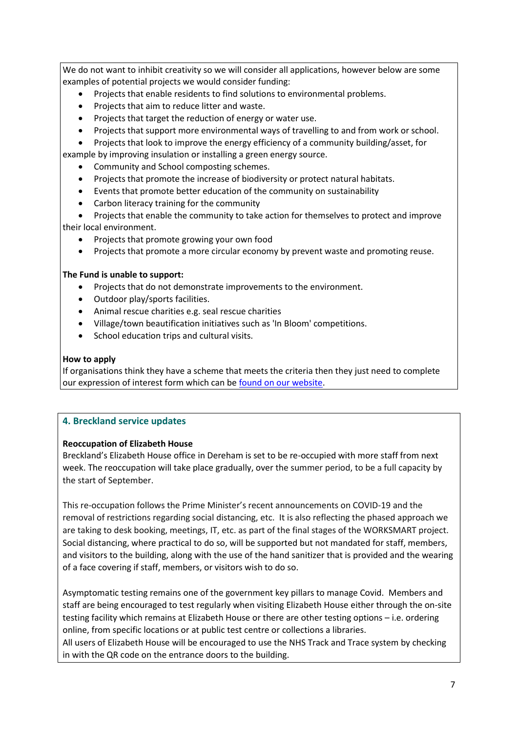We do not want to inhibit creativity so we will consider all applications, however below are some examples of potential projects we would consider funding:

- Projects that enable residents to find solutions to environmental problems.
- Projects that aim to reduce litter and waste.
- Projects that target the reduction of energy or water use.
- Projects that support more environmental ways of travelling to and from work or school.
- Projects that look to improve the energy efficiency of a community building/asset, for example by improving insulation or installing a green energy source.
- Community and School composting schemes.
- Projects that promote the increase of biodiversity or protect natural habitats.
- Events that promote better education of the community on sustainability
- Carbon literacy training for the community
- Projects that enable the community to take action for themselves to protect and improve their local environment.
- Projects that promote growing your own food
- Projects that promote a more circular economy by prevent waste and promoting reuse.

**The Fund is unable to support:**

- Projects that do not demonstrate improvements to the environment.
- Outdoor play/sports facilities.
- Animal rescue charities e.g. seal rescue charities
- Village/town beautification initiatives such as 'In Bloom' competitions.
- School education trips and cultural visits.

**How to apply**

If organisations think they have a scheme that meets the criteria then they just need to complete our expression of interest form which can be found on our website.

## 4. Breckland service updates

**Reoccupation of Elizabeth House**

Breckland's Elizabeth House office in Dereham is set to be re-occupied with more staff from next week. The reoccupation will take place gradually, over the summer period, to be a full capacity by the start of September.

This re-occupation follows the Prime Minister's recent announcements on COVID-19 and the removal of restrictions regarding social distancing, etc. It is also reflecting the phased approach we are taking to desk booking, meetings, IT, etc. as part of the final stages of the WORKSMART project. Social distancing, where practical to do so, will be supported but not mandated for staff, members, and visitors to the building, along with the use of the hand sanitizer that is provided and the wearing of a face covering if staff, members, or visitors wish to do so.

Asymptomatic testing remains one of the government key pillars to manage Covid. Members and staff are being encouraged to test regularly when visiting Elizabeth House either through the on-site testing facility which remains at Elizabeth House or there are other testing options – i.e. ordering online, from specific locations or at public test centre or collections a libraries.

All users of Elizabeth House will be encouraged to use the NHS Track and Trace system by checking in with the QR code on the entrance doors to the building.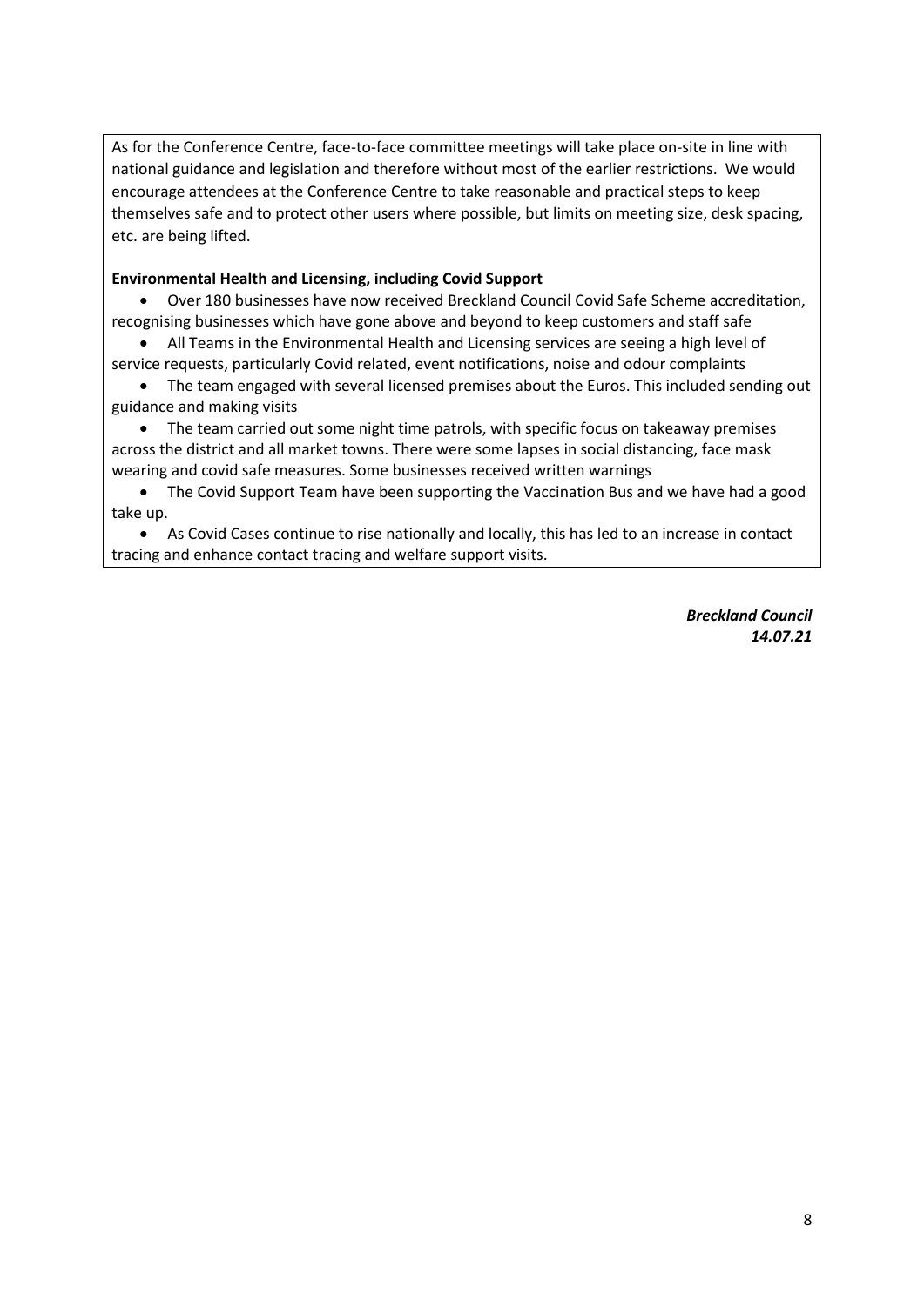As for the Conference Centre, face-to-face committee meetings will take place on-site in line with national guidance and legislation and therefore without most of the earlier restrictions. We would encourage attendees at the Conference Centre to take reasonable and practical steps to keep themselves safe and to protect other users where possible, but limits on meeting size, desk spacing, etc. are being lifted.

**Environmental Health and Licensing, including Covid Support**

- Over 180 businesses have now received Breckland Council Covid Safe Scheme accreditation, recognising businesses which have gone above and beyond to keep customers and staff safe
- All Teams in the Environmental Health and Licensing services are seeing a high level of service requests, particularly Covid related, event notifications, noise and odour complaints
- The team engaged with several licensed premises about the Euros. This included sending out guidance and making visits
- The team carried out some night time patrols, with specific focus on takeaway premises across the district and all market towns. There were some lapses in social distancing, face mask wearing and covid safe measures. Some businesses received written warnings
- The Covid Support Team have been supporting the Vaccination Bus and we have had a good take up.
- As Covid Cases continue to rise nationally and locally, this has led to an increase in contact tracing and enhance contact tracing and welfare support visits.

***Breckland Council***
***14.07.21***